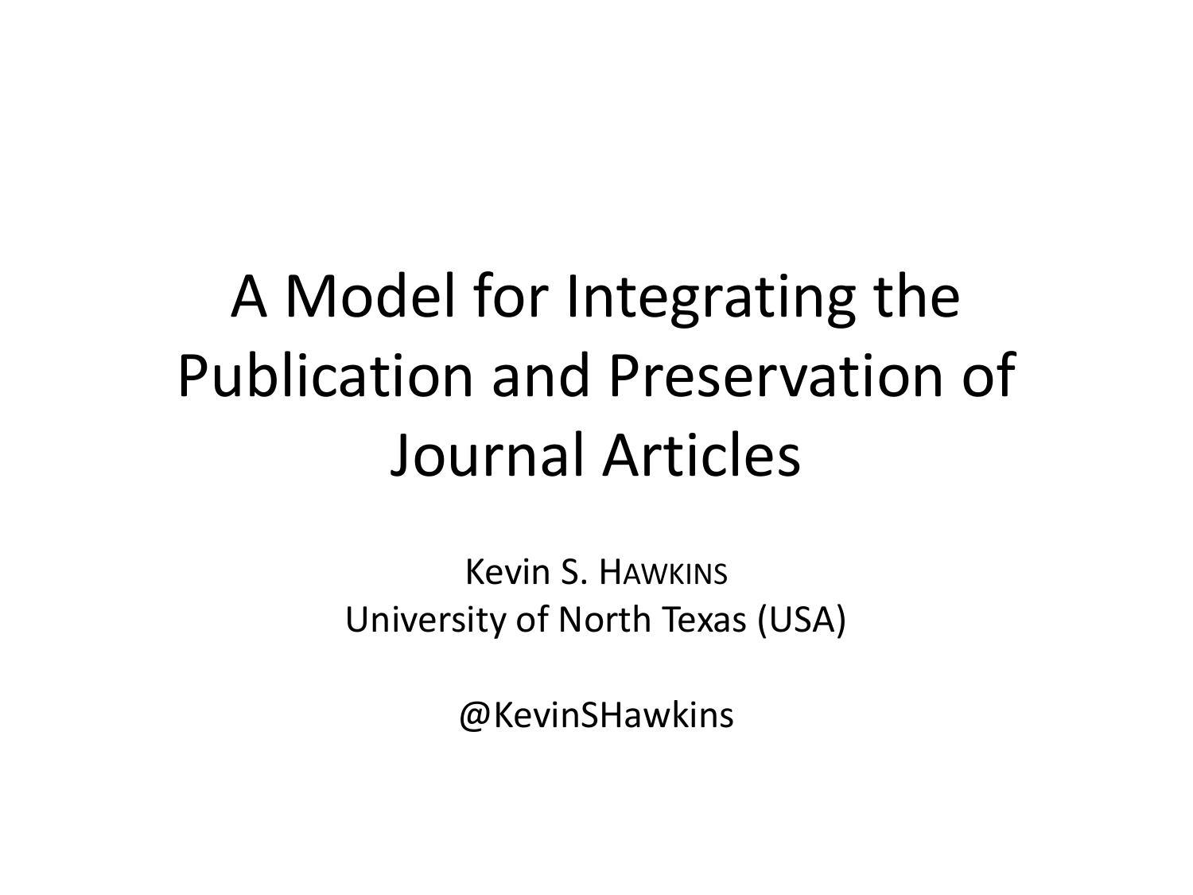# A Model for Integrating the Publication and Preservation of Journal Articles

Kevin S. HAWKINS
University of North Texas (USA)

@KevinSHawkins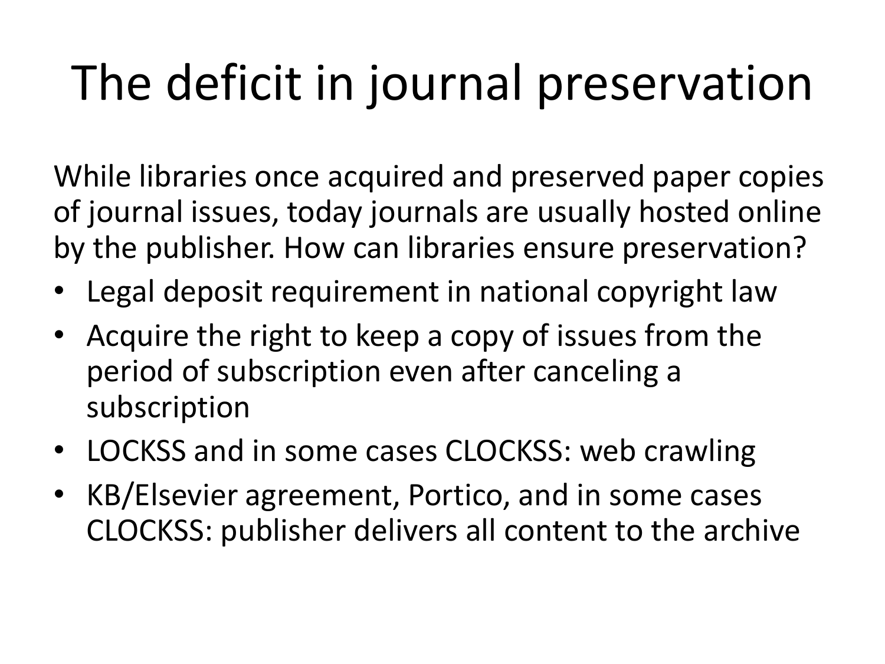# The deficit in journal preservation

While libraries once acquired and preserved paper copies of journal issues, today journals are usually hosted online by the publisher. How can libraries ensure preservation?

- Legal deposit requirement in national copyright law
- Acquire the right to keep a copy of issues from the period of subscription even after canceling a subscription
- LOCKSS and in some cases CLOCKSS: web crawling
- KB/Elsevier agreement, Portico, and in some cases CLOCKSS: publisher delivers all content to the archive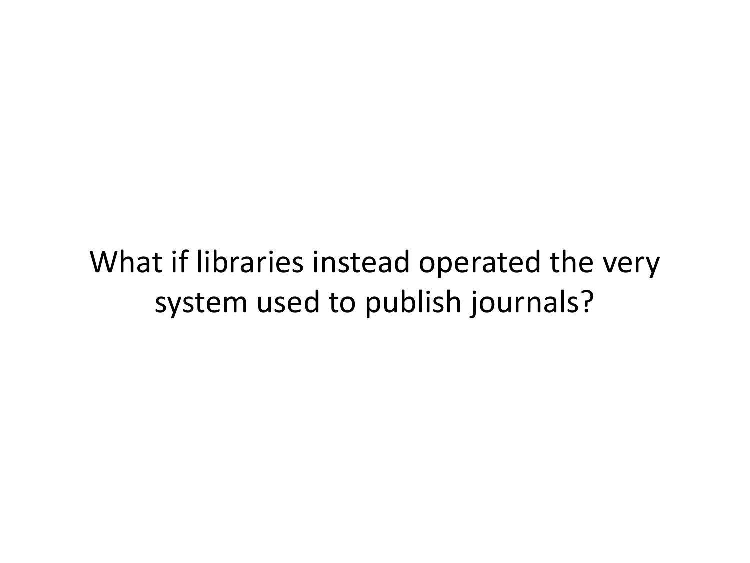What if libraries instead operated the very system used to publish journals?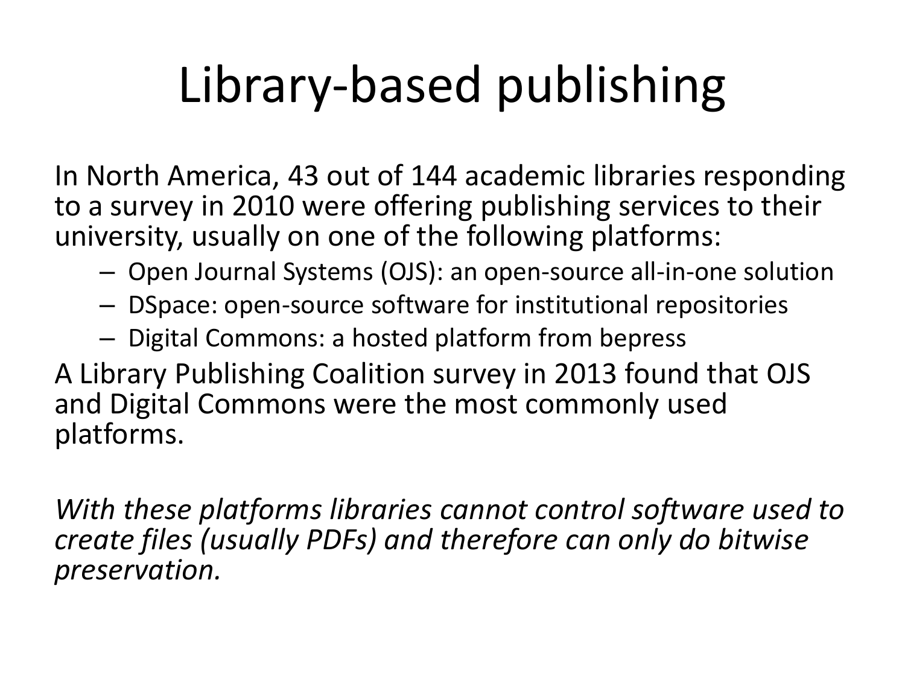# Library-based publishing

In North America, 43 out of 144 academic libraries responding to a survey in 2010 were offering publishing services to their university, usually on one of the following platforms:

- Open Journal Systems (OJS): an open-source all-in-one solution
- DSpace: open-source software for institutional repositories
- Digital Commons: a hosted platform from bepress

A Library Publishing Coalition survey in 2013 found that OJS and Digital Commons were the most commonly used platforms.

*With these platforms libraries cannot control software used to create files (usually PDFs) and therefore can only do bitwise preservation.*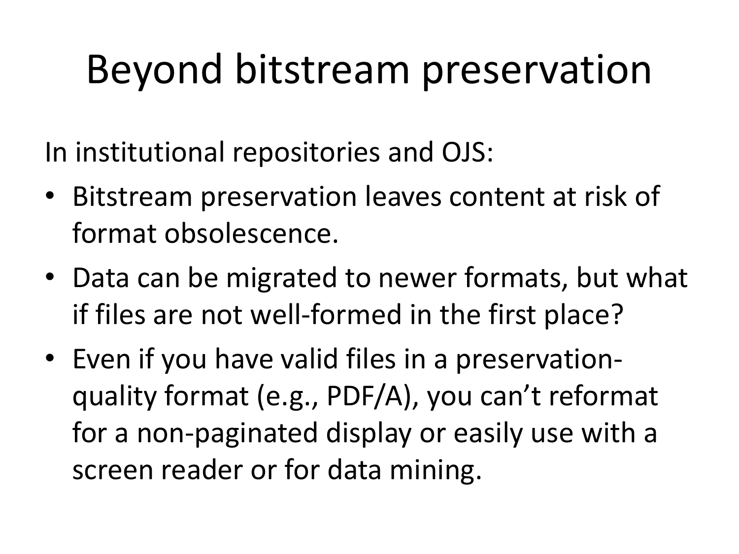# Beyond bitstream preservation

In institutional repositories and OJS:

- Bitstream preservation leaves content at risk of format obsolescence.
- Data can be migrated to newer formats, but what if files are not well-formed in the first place?
- Even if you have valid files in a preservation-quality format (e.g., PDF/A), you can't reformat for a non-paginated display or easily use with a screen reader or for data mining.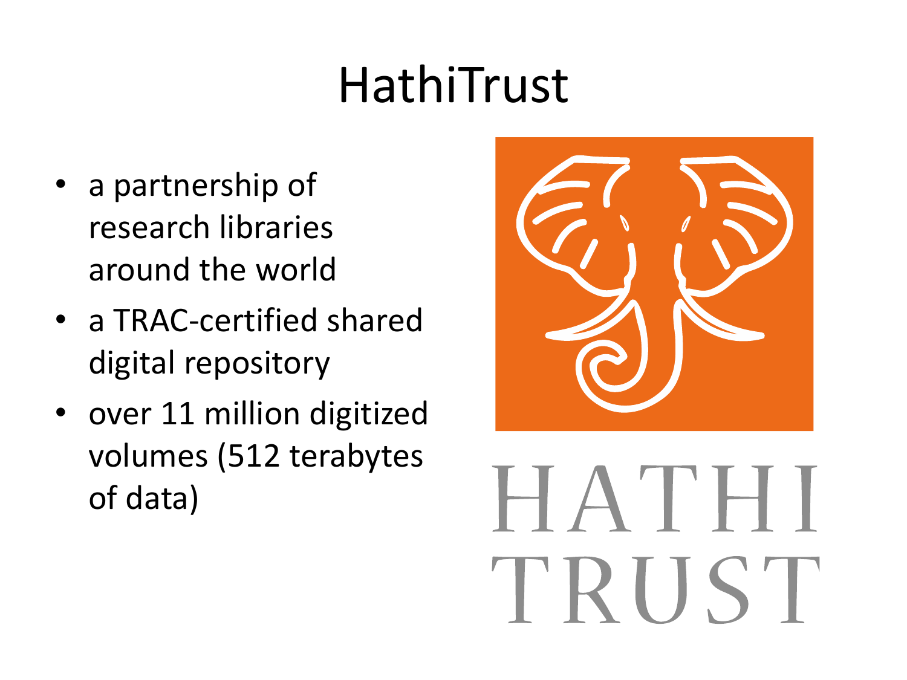# HathiTrust

- a partnership of research libraries around the world
- a TRAC-certified shared digital repository
- over 11 million digitized volumes (512 terabytes of data)

HATHI TRUST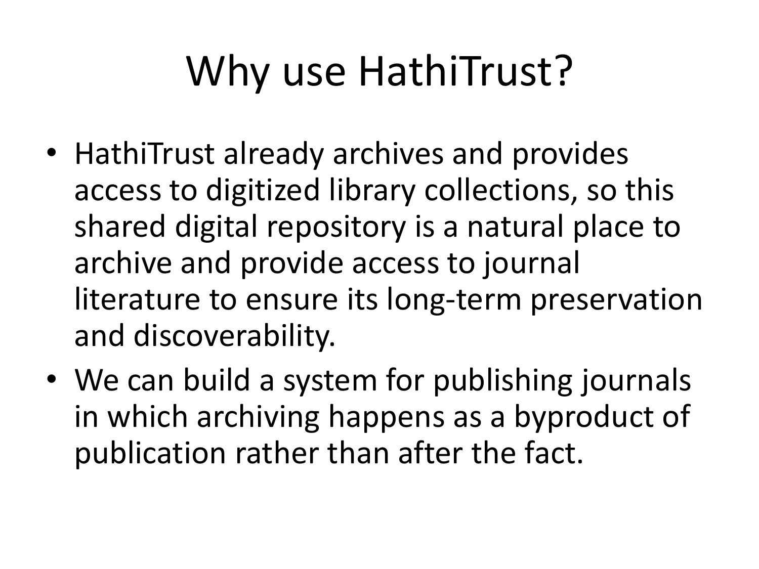# Why use HathiTrust?

- HathiTrust already archives and provides access to digitized library collections, so this shared digital repository is a natural place to archive and provide access to journal literature to ensure its long-term preservation and discoverability.
- We can build a system for publishing journals in which archiving happens as a byproduct of publication rather than after the fact.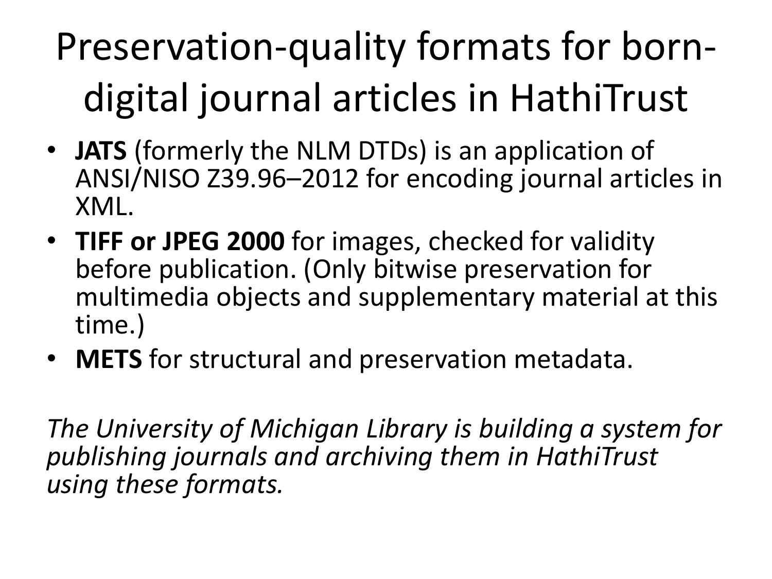# Preservation-quality formats for born-digital journal articles in HathiTrust

- **JATS** (formerly the NLM DTDs) is an application of ANSI/NISO Z39.96–2012 for encoding journal articles in XML.
- **TIFF or JPEG 2000** for images, checked for validity before publication. (Only bitwise preservation for multimedia objects and supplementary material at this time.)
- **METS** for structural and preservation metadata.

*The University of Michigan Library is building a system for publishing journals and archiving them in HathiTrust using these formats.*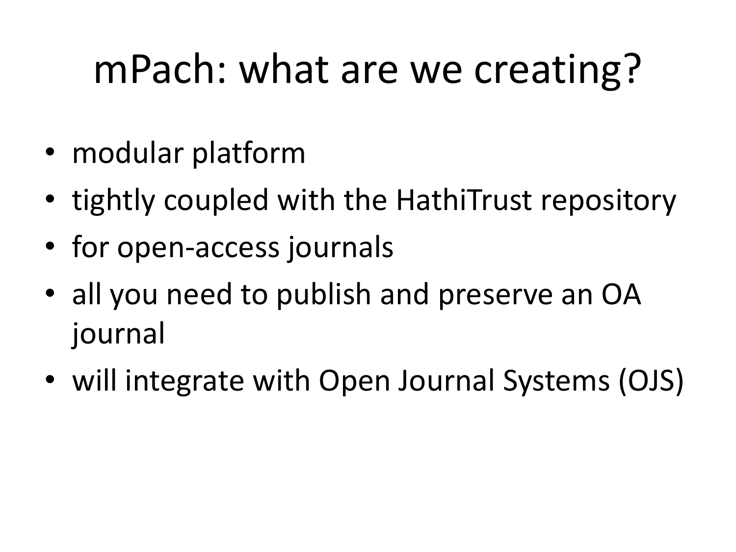# mPach: what are we creating?

- modular platform
- tightly coupled with the HathiTrust repository
- for open-access journals
- all you need to publish and preserve an OA journal
- will integrate with Open Journal Systems (OJS)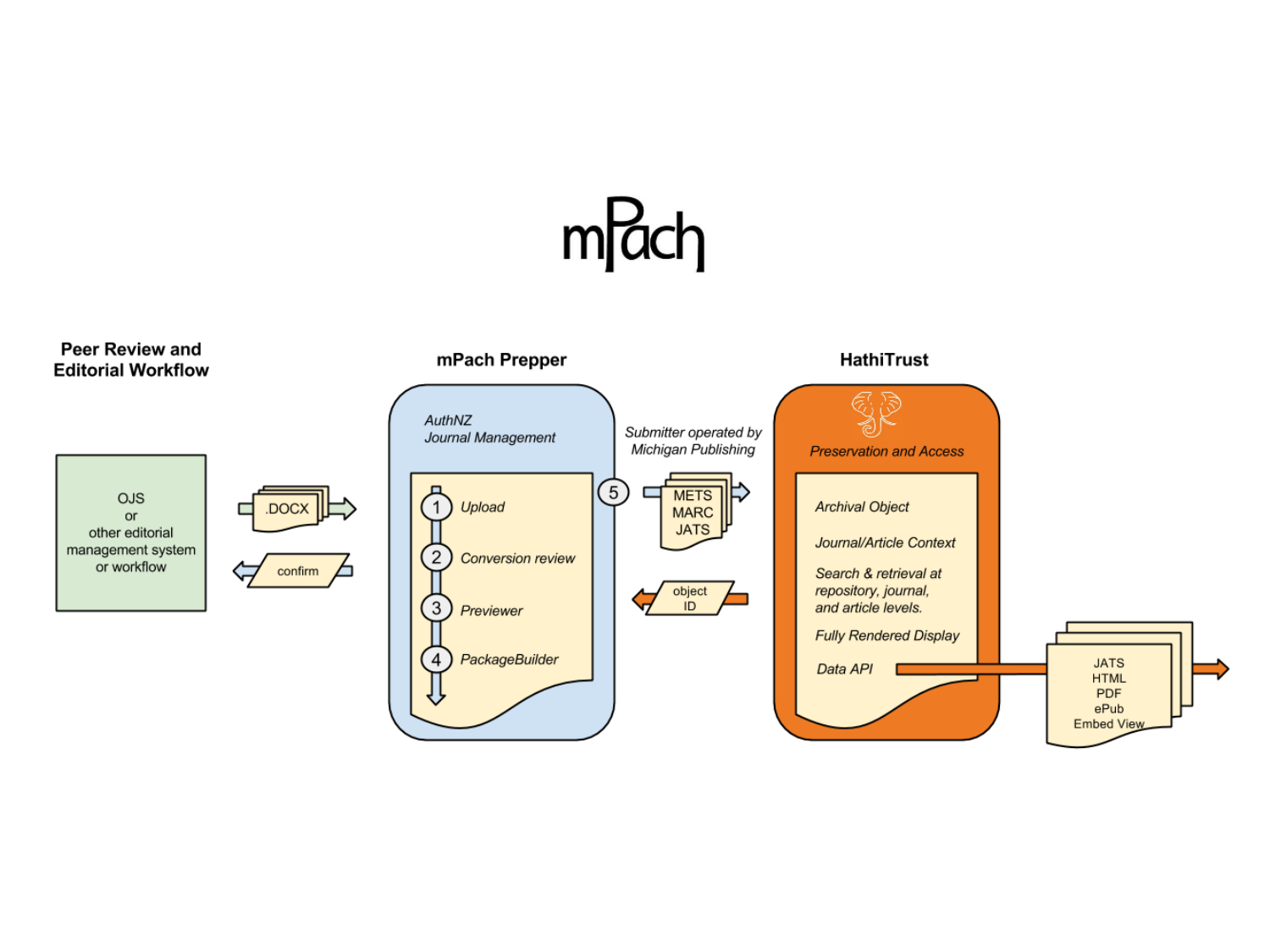# mPach

### Peer Review and Editorial Workflow

OJS
or
other editorial management system
or workflow

.DOCX

confirm

### mPach Prepper

*AuthNZ*
*Journal Management*

1. *Upload*
2. *Conversion review*
3. *Previewer*
4. *PackageBuilder*

5

*Submitter operated by Michigan Publishing*

METS
MARC
JATS

object ID

### HathiTrust

*Preservation and Access*

*Archival Object*

*Journal/Article Context*

*Search & retrieval at repository, journal, and article levels.*

*Fully Rendered Display*

*Data API*

JATS
HTML
PDF
ePub
Embed View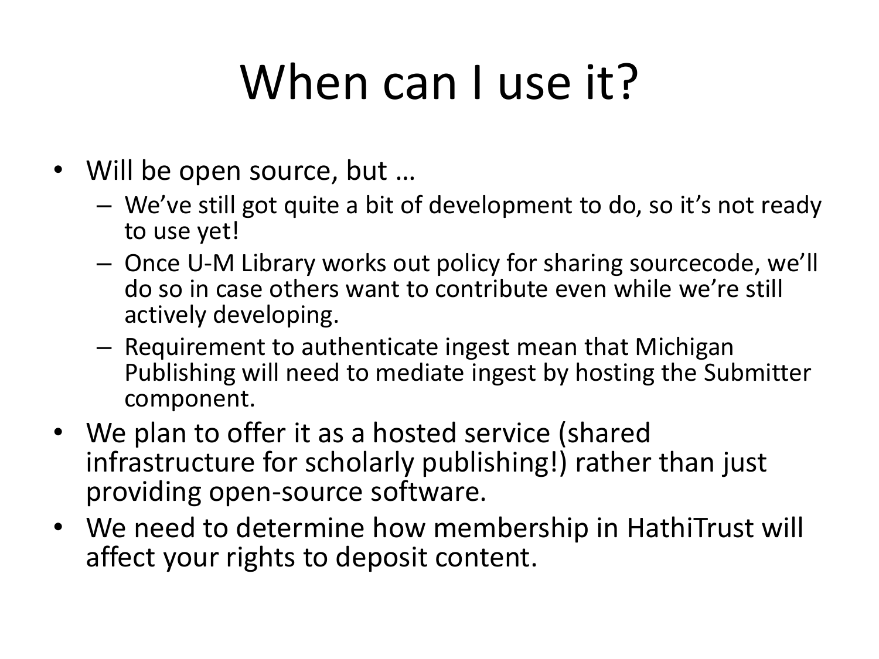# When can I use it?

- Will be open source, but …
  - We've still got quite a bit of development to do, so it's not ready to use yet!
  - Once U-M Library works out policy for sharing sourcecode, we'll do so in case others want to contribute even while we're still actively developing.
  - Requirement to authenticate ingest mean that Michigan Publishing will need to mediate ingest by hosting the Submitter component.
- We plan to offer it as a hosted service (shared infrastructure for scholarly publishing!) rather than just providing open-source software.
- We need to determine how membership in HathiTrust will affect your rights to deposit content.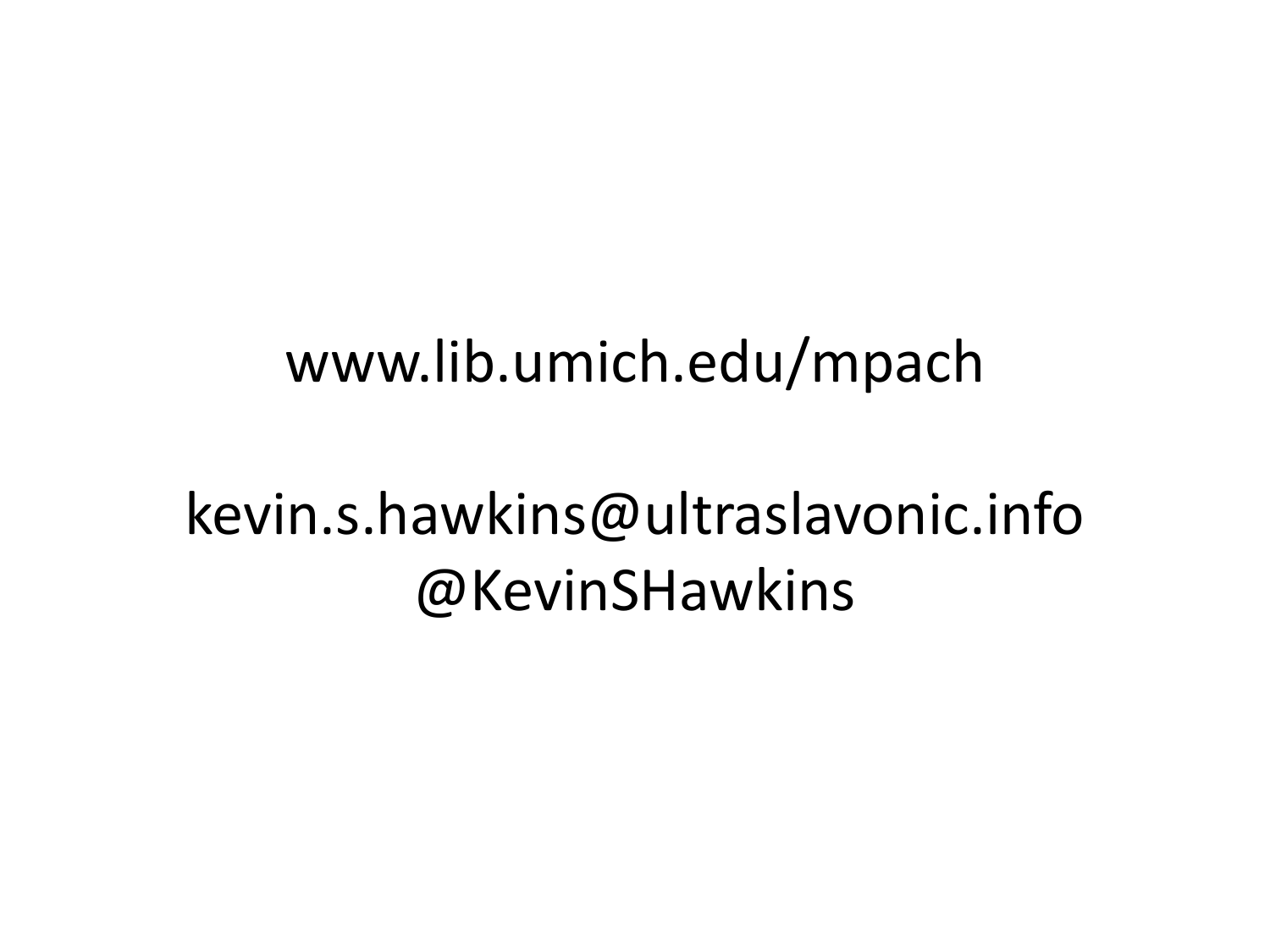www.lib.umich.edu/mpach

kevin.s.hawkins@ultraslavonic.info
@KevinSHawkins